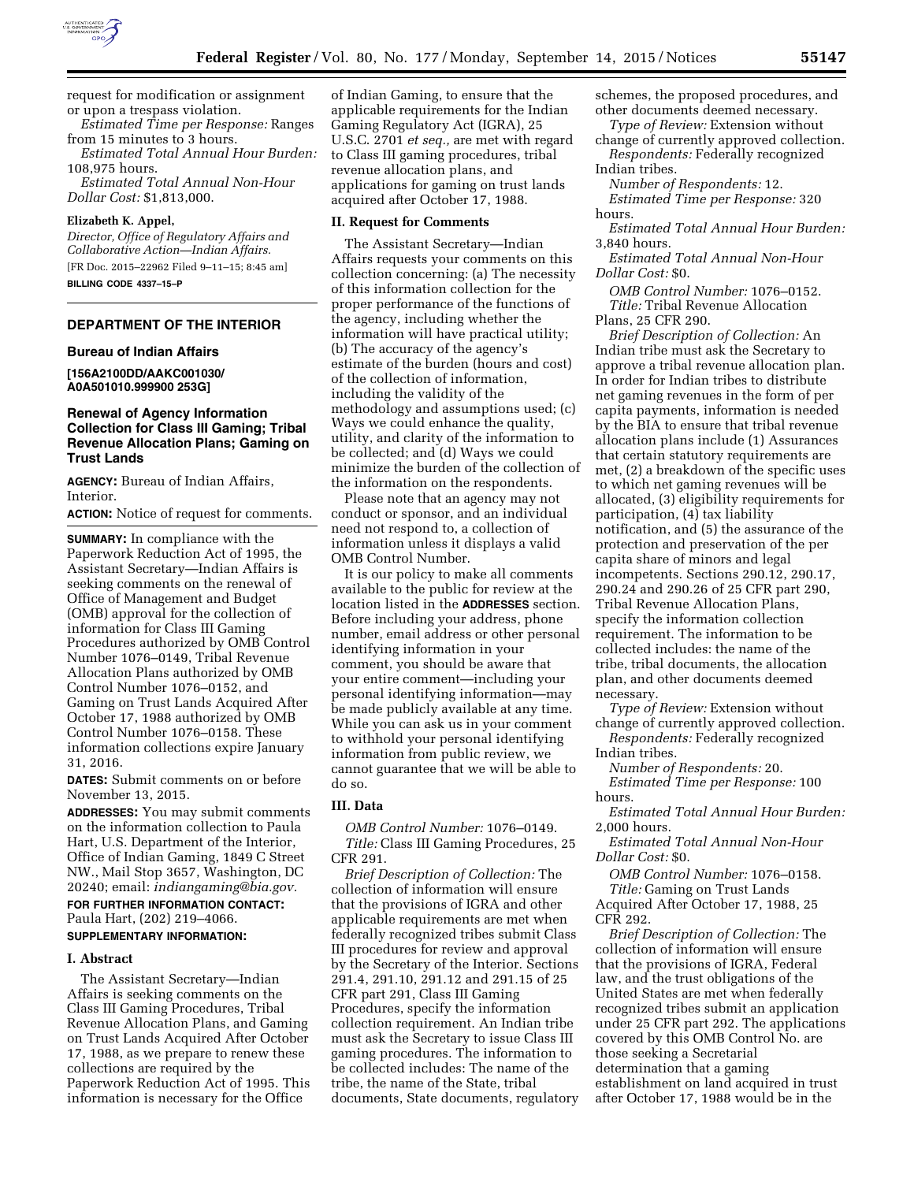request for modification or assignment or upon a trespass violation.

*Estimated Time per Response:* Ranges from 15 minutes to 3 hours.

*Estimated Total Annual Hour Burden:* 108,975 hours.

*Estimated Total Annual Non-Hour Dollar Cost:* $1,813,000.

**Elizabeth K. Appel,**

*Director, Office of Regulatory Affairs and Collaborative Action—Indian Affairs.*

[FR Doc. 2015–22962 Filed 9–11–15; 8:45 am]

**BILLING CODE 4337–15–P**

## DEPARTMENT OF THE INTERIOR

### Bureau of Indian Affairs

**[156A2100DD/AAKC001030/ A0A501010.999900 253G]**

### Renewal of Agency Information Collection for Class III Gaming; Tribal Revenue Allocation Plans; Gaming on Trust Lands

**AGENCY:** Bureau of Indian Affairs, Interior.

**ACTION:** Notice of request for comments.

**SUMMARY:** In compliance with the Paperwork Reduction Act of 1995, the Assistant Secretary—Indian Affairs is seeking comments on the renewal of Office of Management and Budget (OMB) approval for the collection of information for Class III Gaming Procedures authorized by OMB Control Number 1076–0149, Tribal Revenue Allocation Plans authorized by OMB Control Number 1076–0152, and Gaming on Trust Lands Acquired After October 17, 1988 authorized by OMB Control Number 1076–0158. These information collections expire January 31, 2016.

**DATES:** Submit comments on or before November 13, 2015.

**ADDRESSES:** You may submit comments on the information collection to Paula Hart, U.S. Department of the Interior, Office of Indian Gaming, 1849 C Street NW., Mail Stop 3657, Washington, DC 20240; email: *indiangaming@bia.gov.*

**FOR FURTHER INFORMATION CONTACT:** Paula Hart, (202) 219–4066.

**SUPPLEMENTARY INFORMATION:**

#### I. Abstract

The Assistant Secretary—Indian Affairs is seeking comments on the Class III Gaming Procedures, Tribal Revenue Allocation Plans, and Gaming on Trust Lands Acquired After October 17, 1988, as we prepare to renew these collections are required by the Paperwork Reduction Act of 1995. This information is necessary for the Office of Indian Gaming, to ensure that the applicable requirements for the Indian Gaming Regulatory Act (IGRA), 25 U.S.C. 2701 *et seq.,* are met with regard to Class III gaming procedures, tribal revenue allocation plans, and applications for gaming on trust lands acquired after October 17, 1988.

#### II. Request for Comments

The Assistant Secretary—Indian Affairs requests your comments on this collection concerning: (a) The necessity of this information collection for the proper performance of the functions of the agency, including whether the information will have practical utility; (b) The accuracy of the agency's estimate of the burden (hours and cost) of the collection of information, including the validity of the methodology and assumptions used; (c) Ways we could enhance the quality, utility, and clarity of the information to be collected; and (d) Ways we could minimize the burden of the collection of the information on the respondents.

Please note that an agency may not conduct or sponsor, and an individual need not respond to, a collection of information unless it displays a valid OMB Control Number.

It is our policy to make all comments available to the public for review at the location listed in the **ADDRESSES** section. Before including your address, phone number, email address or other personal identifying information in your comment, you should be aware that your entire comment—including your personal identifying information—may be made publicly available at any time. While you can ask us in your comment to withhold your personal identifying information from public review, we cannot guarantee that we will be able to do so.

#### III. Data

*OMB Control Number:* 1076–0149.

*Title:* Class III Gaming Procedures, 25 CFR 291.

*Brief Description of Collection:* The collection of information will ensure that the provisions of IGRA and other applicable requirements are met when federally recognized tribes submit Class III procedures for review and approval by the Secretary of the Interior. Sections 291.4, 291.10, 291.12 and 291.15 of 25 CFR part 291, Class III Gaming Procedures, specify the information collection requirement. An Indian tribe must ask the Secretary to issue Class III gaming procedures. The information to be collected includes: The name of the tribe, the name of the State, tribal documents, State documents, regulatory schemes, the proposed procedures, and other documents deemed necessary.

*Type of Review:* Extension without change of currently approved collection.

*Respondents:* Federally recognized Indian tribes.

*Number of Respondents:* 12.

*Estimated Time per Response:* 320 hours.

*Estimated Total Annual Hour Burden:* 3,840 hours.

*Estimated Total Annual Non-Hour Dollar Cost:* $0.

*OMB Control Number:* 1076–0152.

*Title:* Tribal Revenue Allocation Plans, 25 CFR 290.

*Brief Description of Collection:* An Indian tribe must ask the Secretary to approve a tribal revenue allocation plan. In order for Indian tribes to distribute net gaming revenues in the form of per capita payments, information is needed by the BIA to ensure that tribal revenue allocation plans include (1) Assurances that certain statutory requirements are met, (2) a breakdown of the specific uses to which net gaming revenues will be allocated, (3) eligibility requirements for participation, (4) tax liability notification, and (5) the assurance of the protection and preservation of the per capita share of minors and legal incompetents. Sections 290.12, 290.17, 290.24 and 290.26 of 25 CFR part 290, Tribal Revenue Allocation Plans, specify the information collection requirement. The information to be collected includes: the name of the tribe, tribal documents, the allocation plan, and other documents deemed necessary.

*Type of Review:* Extension without change of currently approved collection.

*Respondents:* Federally recognized Indian tribes.

*Number of Respondents:* 20.

*Estimated Time per Response:* 100 hours.

*Estimated Total Annual Hour Burden:* 2,000 hours.

*Estimated Total Annual Non-Hour Dollar Cost:* $0.

*OMB Control Number:* 1076–0158.

*Title:* Gaming on Trust Lands Acquired After October 17, 1988, 25 CFR 292.

*Brief Description of Collection:* The collection of information will ensure that the provisions of IGRA, Federal law, and the trust obligations of the United States are met when federally recognized tribes submit an application under 25 CFR part 292. The applications covered by this OMB Control No. are those seeking a Secretarial determination that a gaming establishment on land acquired in trust after October 17, 1988 would be in the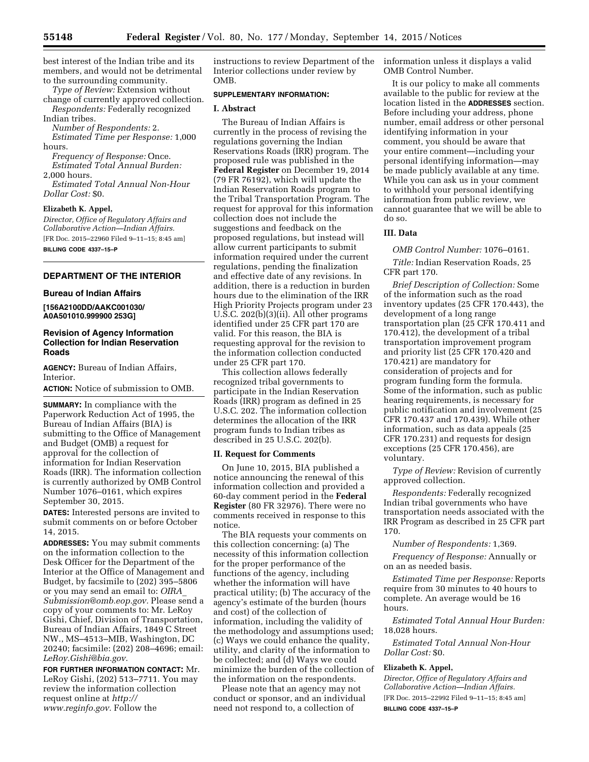best interest of the Indian tribe and its members, and would not be detrimental to the surrounding community.

*Type of Review:* Extension without change of currently approved collection.

*Respondents:* Federally recognized Indian tribes.

*Number of Respondents:* 2.

*Estimated Time per Response:* 1,000 hours.

*Frequency of Response:* Once.

*Estimated Total Annual Burden:* 2,000 hours.

*Estimated Total Annual Non-Hour Dollar Cost:* $0.

**Elizabeth K. Appel,**

*Director, Office of Regulatory Affairs and Collaborative Action—Indian Affairs.*

[FR Doc. 2015–22960 Filed 9–11–15; 8:45 am]

**BILLING CODE 4337–15–P**

---

## DEPARTMENT OF THE INTERIOR

### Bureau of Indian Affairs

**[156A2100DD/AAKC001030/A0A501010.999900 253G]**

### Revision of Agency Information Collection for Indian Reservation Roads

**AGENCY:** Bureau of Indian Affairs, Interior.

**ACTION:** Notice of submission to OMB.

**SUMMARY:** In compliance with the Paperwork Reduction Act of 1995, the Bureau of Indian Affairs (BIA) is submitting to the Office of Management and Budget (OMB) a request for approval for the collection of information for Indian Reservation Roads (IRR). The information collection is currently authorized by OMB Control Number 1076–0161, which expires September 30, 2015.

**DATES:** Interested persons are invited to submit comments on or before October 14, 2015.

**ADDRESSES:** You may submit comments on the information collection to the Desk Officer for the Department of the Interior at the Office of Management and Budget, by facsimile to (202) 395–5806 or you may send an email to: *OIRA_Submission@omb.eop.gov.* Please send a copy of your comments to: Mr. LeRoy Gishi, Chief, Division of Transportation, Bureau of Indian Affairs, 1849 C Street NW., MS–4513–MIB, Washington, DC 20240; facsimile: (202) 208–4696; email: *LeRoy.Gishi@bia.gov.*

**FOR FURTHER INFORMATION CONTACT:** Mr. LeRoy Gishi, (202) 513–7711. You may review the information collection request online at *http://www.reginfo.gov.* Follow the instructions to review Department of the Interior collections under review by OMB.

**SUPPLEMENTARY INFORMATION:**

**I. Abstract**

The Bureau of Indian Affairs is currently in the process of revising the regulations governing the Indian Reservations Roads (IRR) program. The proposed rule was published in the **Federal Register** on December 19, 2014 (79 FR 76192), which will update the Indian Reservation Roads program to the Tribal Transportation Program. The request for approval for this information collection does not include the suggestions and feedback on the proposed regulations, but instead will allow current participants to submit information required under the current regulations, pending the finalization and effective date of any revisions. In addition, there is a reduction in burden hours due to the elimination of the IRR High Priority Projects program under 23 U.S.C. 202(b)(3)(ii). All other programs identified under 25 CFR part 170 are valid. For this reason, the BIA is requesting approval for the revision to the information collection conducted under 25 CFR part 170.

This collection allows federally recognized tribal governments to participate in the Indian Reservation Roads (IRR) program as defined in 25 U.S.C. 202. The information collection determines the allocation of the IRR program funds to Indian tribes as described in 25 U.S.C. 202(b).

**II. Request for Comments**

On June 10, 2015, BIA published a notice announcing the renewal of this information collection and provided a 60-day comment period in the **Federal Register** (80 FR 32976). There were no comments received in response to this notice.

The BIA requests your comments on this collection concerning: (a) The necessity of this information collection for the proper performance of the functions of the agency, including whether the information will have practical utility; (b) The accuracy of the agency's estimate of the burden (hours and cost) of the collection of information, including the validity of the methodology and assumptions used; (c) Ways we could enhance the quality, utility, and clarity of the information to be collected; and (d) Ways we could minimize the burden of the collection of the information on the respondents.

Please note that an agency may not conduct or sponsor, and an individual need not respond to, a collection of information unless it displays a valid OMB Control Number.

It is our policy to make all comments available to the public for review at the location listed in the **ADDRESSES** section. Before including your address, phone number, email address or other personal identifying information in your comment, you should be aware that your entire comment—including your personal identifying information—may be made publicly available at any time. While you can ask us in your comment to withhold your personal identifying information from public review, we cannot guarantee that we will be able to do so.

**III. Data**

*OMB Control Number:* 1076–0161.

*Title:* Indian Reservation Roads, 25 CFR part 170.

*Brief Description of Collection:* Some of the information such as the road inventory updates (25 CFR 170.443), the development of a long range transportation plan (25 CFR 170.411 and 170.412), the development of a tribal transportation improvement program and priority list (25 CFR 170.420 and 170.421) are mandatory for consideration of projects and for program funding form the formula. Some of the information, such as public hearing requirements, is necessary for public notification and involvement (25 CFR 170.437 and 170.439). While other information, such as data appeals (25 CFR 170.231) and requests for design exceptions (25 CFR 170.456), are voluntary.

*Type of Review:* Revision of currently approved collection.

*Respondents:* Federally recognized Indian tribal governments who have transportation needs associated with the IRR Program as described in 25 CFR part 170.

*Number of Respondents:* 1,369.

*Frequency of Response:* Annually or on an as needed basis.

*Estimated Time per Response:* Reports require from 30 minutes to 40 hours to complete. An average would be 16 hours.

*Estimated Total Annual Hour Burden:* 18,028 hours.

*Estimated Total Annual Non-Hour Dollar Cost:* $0.

**Elizabeth K. Appel,**

*Director, Office of Regulatory Affairs and Collaborative Action—Indian Affairs.*

[FR Doc. 2015–22992 Filed 9–11–15; 8:45 am]

**BILLING CODE 4337–15–P**